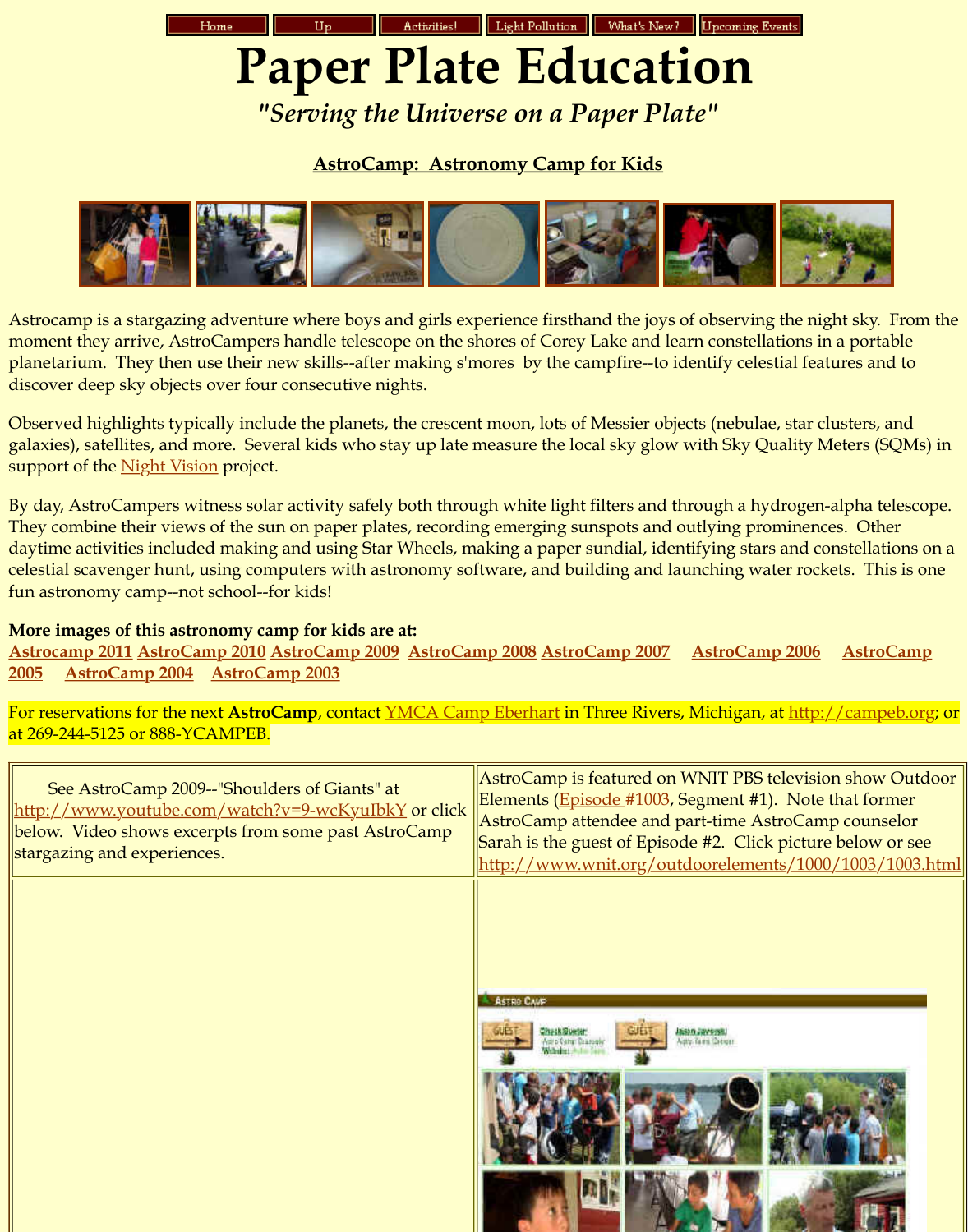Home | Up | Activities! | Light Pollution | What's New? | Upcoming Events

# Paper Plate Education

## *"Serving the Universe on a Paper Plate"*

### AstroCamp: Astronomy Camp for Kids

Astrocamp is a stargazing adventure where boys and girls experience firsthand the joys of observing the night sky. From the moment they arrive, AstroCampers handle telescope on the shores of Corey Lake and learn constellations in a portable planetarium. They then use their new skills--after making s'mores by the campfire--to identify celestial features and to discover deep sky objects over four consecutive nights.

Observed highlights typically include the planets, the crescent moon, lots of Messier objects (nebulae, star clusters, and galaxies), satellites, and more. Several kids who stay up late measure the local sky glow with Sky Quality Meters (SQMs) in support of the Night Vision project.

By day, AstroCampers witness solar activity safely both through white light filters and through a hydrogen-alpha telescope. They combine their views of the sun on paper plates, recording emerging sunspots and outlying prominences. Other daytime activities included making and using Star Wheels, making a paper sundial, identifying stars and constellations on a celestial scavenger hunt, using computers with astronomy software, and building and launching water rockets. This is one fun astronomy camp--not school--for kids!

**More images of this astronomy camp for kids are at:**
**Astrocamp 2011 AstroCamp 2010 AstroCamp 2009 AstroCamp 2008 AstroCamp 2007 AstroCamp 2006 AstroCamp 2005 AstroCamp 2004 AstroCamp 2003**

For reservations for the next **AstroCamp**, contact YMCA Camp Eberhart in Three Rivers, Michigan, at http://campeb.org; or at 269-244-5125 or 888-YCAMPEB.

| See AstroCamp 2009--"Shoulders of Giants" at http://www.youtube.com/watch?v=9-wcKyuIbkY or click below. Video shows excerpts from some past AstroCamp stargazing and experiences. | AstroCamp is featured on WNIT PBS television show Outdoor Elements (Episode #1003, Segment #1). Note that former AstroCamp attendee and part-time AstroCamp counselor Sarah is the guest of Episode #2. Click picture below or see http://www.wnit.org/outdoorelements/1000/1003/1003.html |
| --- | --- |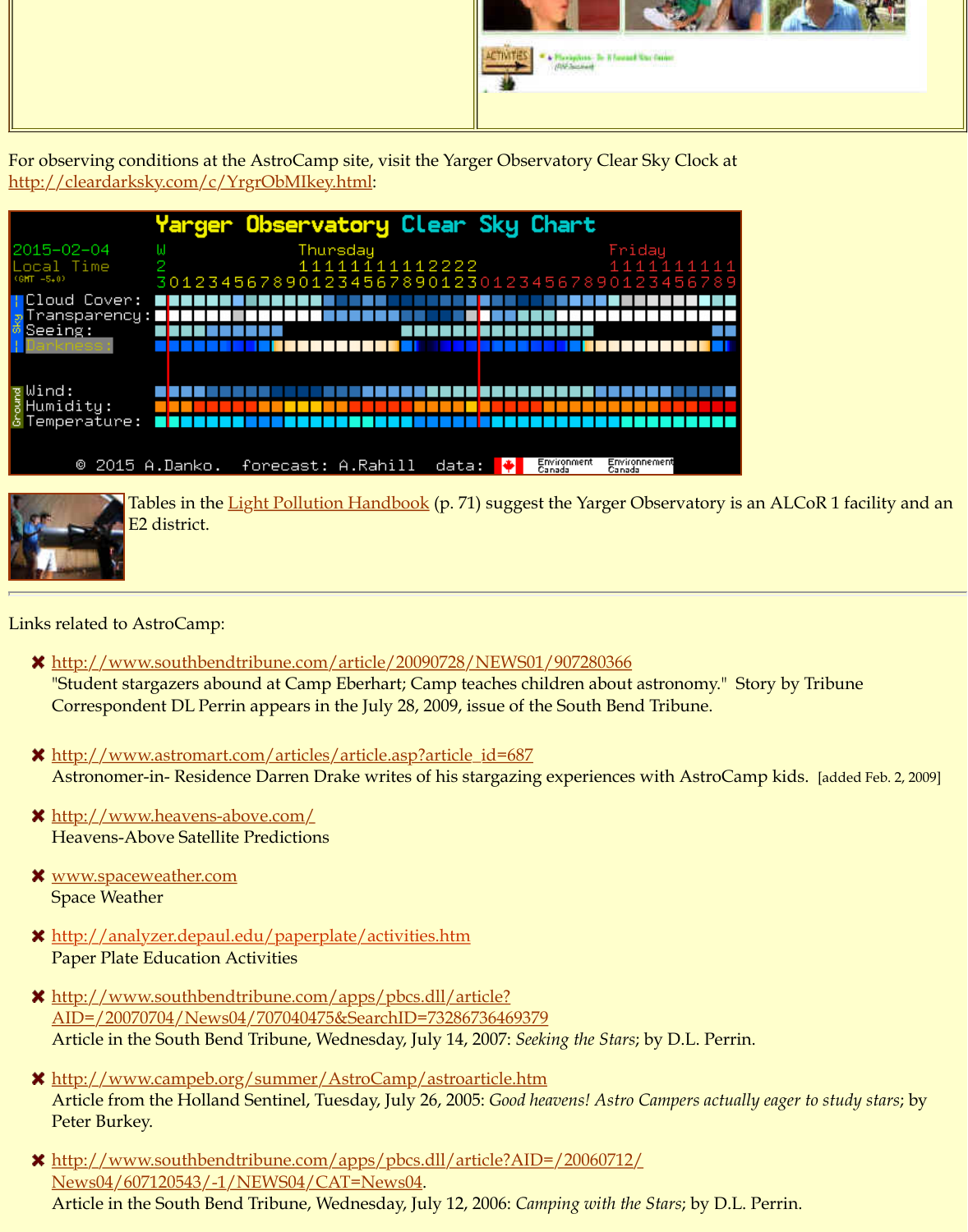For observing conditions at the AstroCamp site, visit the Yarger Observatory Clear Sky Clock at http://cleardarksky.com/c/YrgrObMIkey.html:

Tables in the Light Pollution Handbook (p. 71) suggest the Yarger Observatory is an ALCoR 1 facility and an E2 district.

---

Links related to AstroCamp:

- http://www.southbendtribune.com/article/20090728/NEWS01/907280366
  "Student stargazers abound at Camp Eberhart; Camp teaches children about astronomy." Story by Tribune Correspondent DL Perrin appears in the July 28, 2009, issue of the South Bend Tribune.

- http://www.astromart.com/articles/article.asp?article_id=687
  Astronomer-in- Residence Darren Drake writes of his stargazing experiences with AstroCamp kids. [added Feb. 2, 2009]

- http://www.heavens-above.com/
  Heavens-Above Satellite Predictions

- www.spaceweather.com
  Space Weather

- http://analyzer.depaul.edu/paperplate/activities.htm
  Paper Plate Education Activities

- http://www.southbendtribune.com/apps/pbcs.dll/article?AID=/20070704/News04/707040475&SearchID=73286736469379
  Article in the South Bend Tribune, Wednesday, July 14, 2007: *Seeking the Stars*; by D.L. Perrin.

- http://www.campeb.org/summer/AstroCamp/astroarticle.htm
  Article from the Holland Sentinel, Tuesday, July 26, 2005: *Good heavens! Astro Campers actually eager to study stars*; by Peter Burkey.

- http://www.southbendtribune.com/apps/pbcs.dll/article?AID=/20060712/News04/607120543/-1/NEWS04/CAT=News04.
  Article in the South Bend Tribune, Wednesday, July 12, 2006: *Camping with the Stars*; by D.L. Perrin.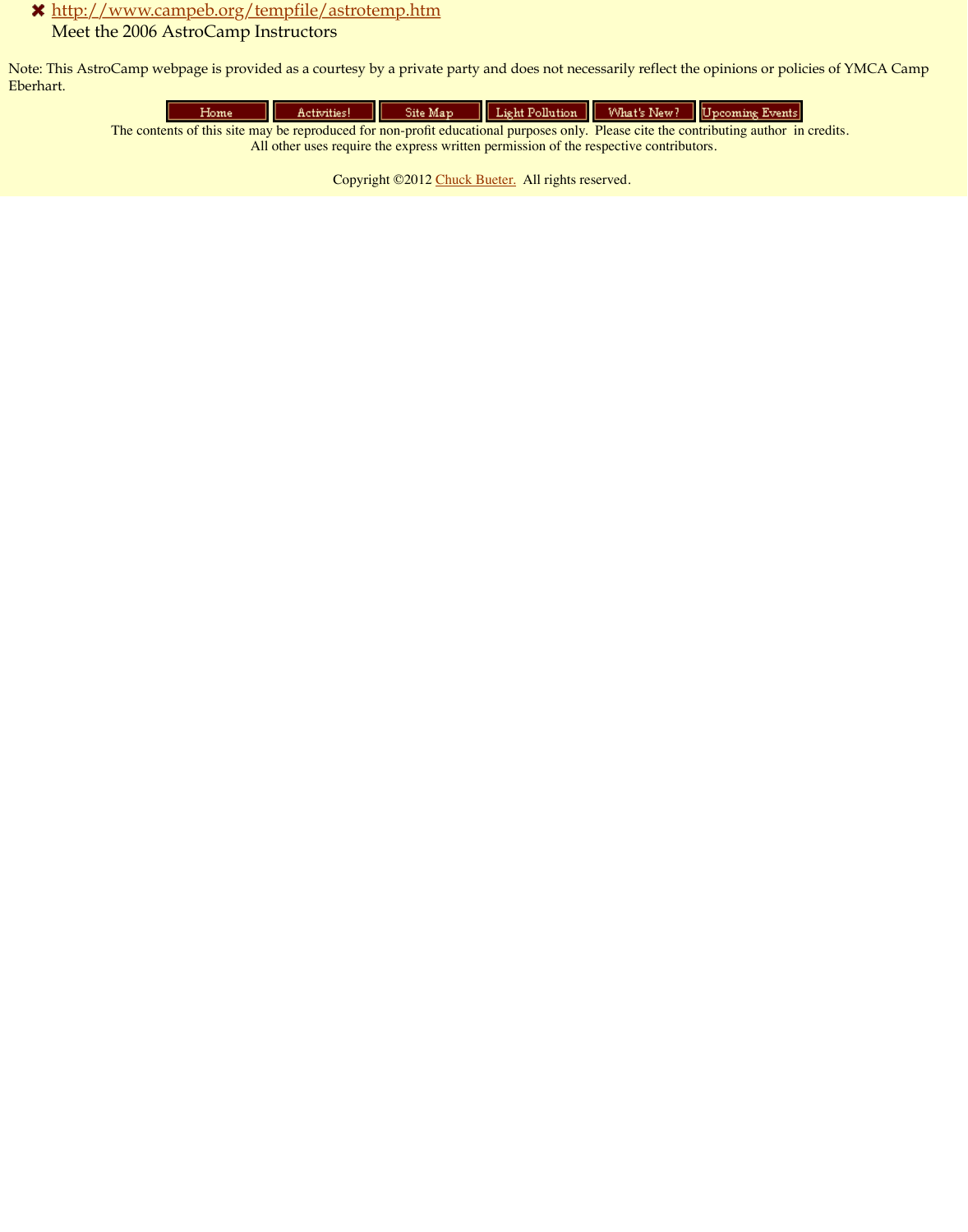- http://www.campeb.org/tempfile/astrotemp.htm
  Meet the 2006 AstroCamp Instructors

Note: This AstroCamp webpage is provided as a courtesy by a private party and does not necessarily reflect the opinions or policies of YMCA Camp Eberhart.

Home | Activities! | Site Map | Light Pollution | What's New? | Upcoming Events

The contents of this site may be reproduced for non-profit educational purposes only. Please cite the contributing author in credits.
All other uses require the express written permission of the respective contributors.

Copyright ©2012 Chuck Bueter. All rights reserved.